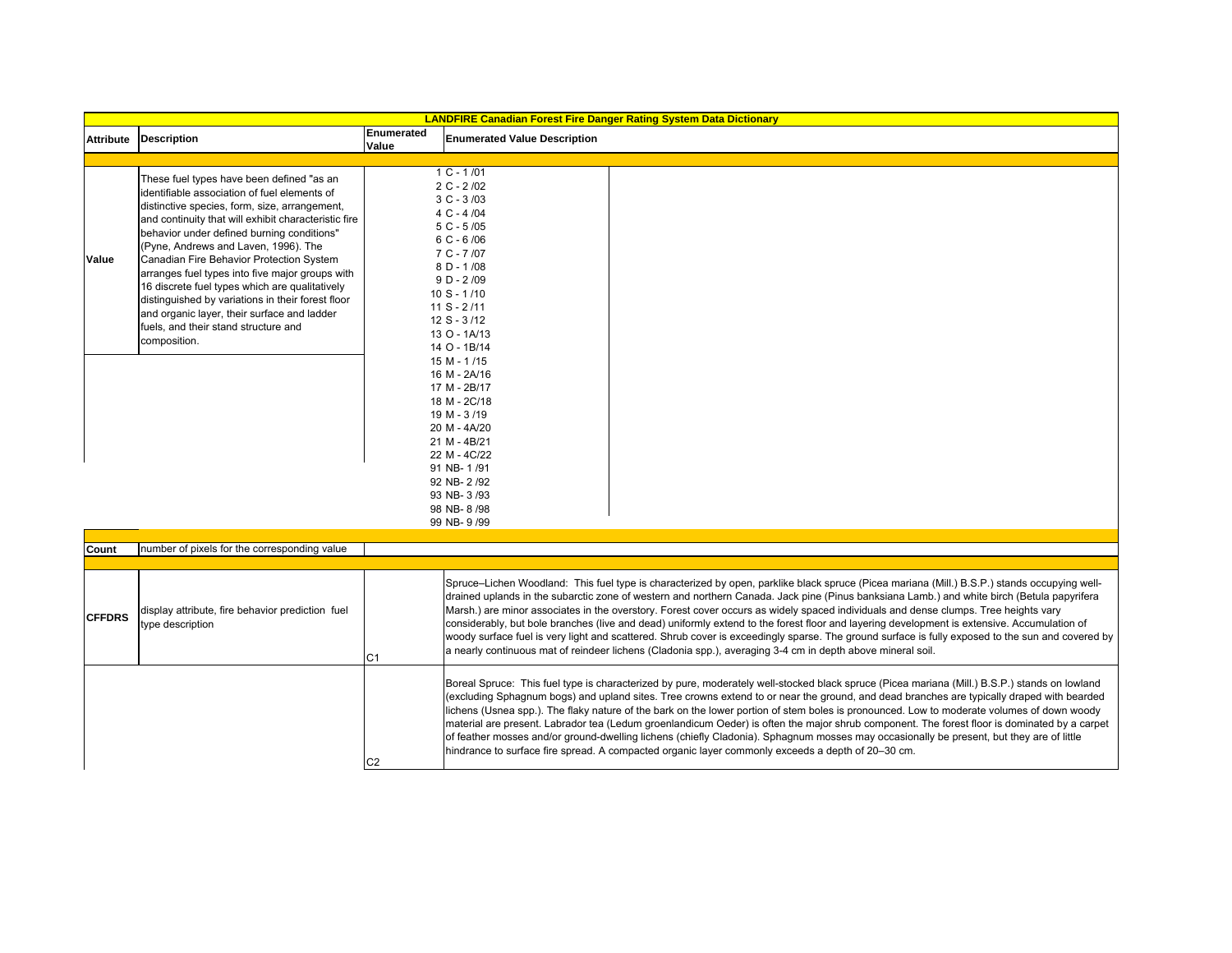| LANDFIRE Canadian Forest Fire Danger Rating System Data Dictionary | | | |
|---|---|---|---|
| **Attribute** | **Description** | **Enumerated Value** | **Enumerated Value Description** |
| | | | |
| **Value** | These fuel types have been defined "as an identifiable association of fuel elements of distinctive species, form, size, arrangement, and continuity that will exhibit characteristic fire behavior under defined burning conditions" (Pyne, Andrews and Laven, 1996). The Canadian Fire Behavior Protection System arranges fuel types into five major groups with 16 discrete fuel types which are qualitatively distinguished by variations in their forest floor and organic layer, their surface and ladder fuels, and their stand structure and composition. | 1 | C - 1 /01 |
| | | 2 | C - 2 /02 |
| | | 3 | C - 3 /03 |
| | | 4 | C - 4 /04 |
| | | 5 | C - 5 /05 |
| | | 6 | C - 6 /06 |
| | | 7 | C - 7 /07 |
| | | 8 | D - 1 /08 |
| | | 9 | D - 2 /09 |
| | | 10 | S - 1 /10 |
| | | 11 | S - 2 /11 |
| | | 12 | S - 3 /12 |
| | | 13 | O - 1A/13 |
| | | 14 | O - 1B/14 |
| | | 15 | M - 1 /15 |
| | | 16 | M - 2A/16 |
| | | 17 | M - 2B/17 |
| | | 18 | M - 2C/18 |
| | | 19 | M - 3 /19 |
| | | 20 | M - 4A/20 |
| | | 21 | M - 4B/21 |
| | | 22 | M - 4C/22 |
| | | 91 | NB- 1 /91 |
| | | 92 | NB- 2 /92 |
| | | 93 | NB- 3 /93 |
| | | 98 | NB- 8 /98 |
| | | 99 | NB- 9 /99 |
| | | | |
| **Count** | number of pixels for the corresponding value | | |
| | | | |
| **CFFDRS** | display attribute, fire behavior prediction fuel type description | C1 | Spruce–Lichen Woodland: This fuel type is characterized by open, parklike black spruce (Picea mariana (Mill.) B.S.P.) stands occupying well-drained uplands in the subarctic zone of western and northern Canada. Jack pine (Pinus banksiana Lamb.) and white birch (Betula papyrifera Marsh.) are minor associates in the overstory. Forest cover occurs as widely spaced individuals and dense clumps. Tree heights vary considerably, but bole branches (live and dead) uniformly extend to the forest floor and layering development is extensive. Accumulation of woody surface fuel is very light and scattered. Shrub cover is exceedingly sparse. The ground surface is fully exposed to the sun and covered by a nearly continuous mat of reindeer lichens (Cladonia spp.), averaging 3-4 cm in depth above mineral soil. |
| | | C2 | Boreal Spruce: This fuel type is characterized by pure, moderately well-stocked black spruce (Picea mariana (Mill.) B.S.P.) stands on lowland (excluding Sphagnum bogs) and upland sites. Tree crowns extend to or near the ground, and dead branches are typically draped with bearded lichens (Usnea spp.). The flaky nature of the bark on the lower portion of stem boles is pronounced. Low to moderate volumes of down woody material are present. Labrador tea (Ledum groenlandicum Oeder) is often the major shrub component. The forest floor is dominated by a carpet of feather mosses and/or ground-dwelling lichens (chiefly Cladonia). Sphagnum mosses may occasionally be present, but they are of little hindrance to surface fire spread. A compacted organic layer commonly exceeds a depth of 20–30 cm. |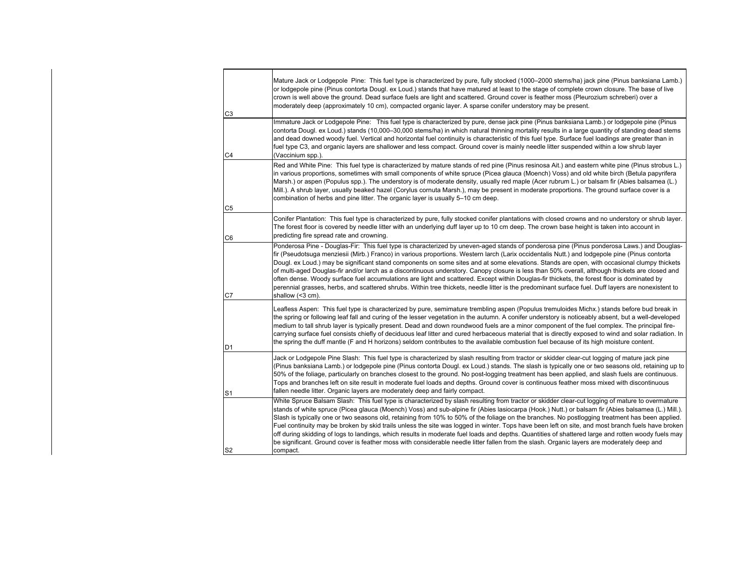| | |
|---|---|
| C3 | Mature Jack or Lodgepole Pine: This fuel type is characterized by pure, fully stocked (1000–2000 stems/ha) jack pine (Pinus banksiana Lamb.) or lodgepole pine (Pinus contorta Dougl. ex Loud.) stands that have matured at least to the stage of complete crown closure. The base of live crown is well above the ground. Dead surface fuels are light and scattered. Ground cover is feather moss (Pleurozium schreberi) over a moderately deep (approximately 10 cm), compacted organic layer. A sparse conifer understory may be present. |
| C4 | Immature Jack or Lodgepole Pine: This fuel type is characterized by pure, dense jack pine (Pinus banksiana Lamb.) or lodgepole pine (Pinus contorta Dougl. ex Loud.) stands (10,000–30,000 stems/ha) in which natural thinning mortality results in a large quantity of standing dead stems and dead downed woody fuel. Vertical and horizontal fuel continuity is characteristic of this fuel type. Surface fuel loadings are greater than in fuel type C3, and organic layers are shallower and less compact. Ground cover is mainly needle litter suspended within a low shrub layer (Vaccinium spp.). |
| C5 | Red and White Pine: This fuel type is characterized by mature stands of red pine (Pinus resinosa Ait.) and eastern white pine (Pinus strobus L.) in various proportions, sometimes with small components of white spruce (Picea glauca (Moench) Voss) and old white birch (Betula papyrifera Marsh.) or aspen (Populus spp.). The understory is of moderate density, usually red maple (Acer rubrum L.) or balsam fir (Abies balsamea (L.) Mill.). A shrub layer, usually beaked hazel (Corylus cornuta Marsh.), may be present in moderate proportions. The ground surface cover is a combination of herbs and pine litter. The organic layer is usually 5–10 cm deep. |
| C6 | Conifer Plantation: This fuel type is characterized by pure, fully stocked conifer plantations with closed crowns and no understory or shrub layer. The forest floor is covered by needle litter with an underlying duff layer up to 10 cm deep. The crown base height is taken into account in predicting fire spread rate and crowning. |
| C7 | Ponderosa Pine - Douglas-Fir: This fuel type is characterized by uneven-aged stands of ponderosa pine (Pinus ponderosa Laws.) and Douglas-fir (Pseudotsuga menziesii (Mirb.) Franco) in various proportions. Western larch (Larix occidentalis Nutt.) and lodgepole pine (Pinus contorta Dougl. ex Loud.) may be significant stand components on some sites and at some elevations. Stands are open, with occasional clumpy thickets of multi-aged Douglas-fir and/or larch as a discontinuous understory. Canopy closure is less than 50% overall, although thickets are closed and often dense. Woody surface fuel accumulations are light and scattered. Except within Douglas-fir thickets, the forest floor is dominated by perennial grasses, herbs, and scattered shrubs. Within tree thickets, needle litter is the predominant surface fuel. Duff layers are nonexistent to shallow (<3 cm). |
| D1 | Leafless Aspen: This fuel type is characterized by pure, semimature trembling aspen (Populus tremuloides Michx.) stands before bud break in the spring or following leaf fall and curing of the lesser vegetation in the autumn. A conifer understory is noticeably absent, but a well-developed medium to tall shrub layer is typically present. Dead and down roundwood fuels are a minor component of the fuel complex. The principal fire-carrying surface fuel consists chiefly of deciduous leaf litter and cured herbaceous material that is directly exposed to wind and solar radiation. In the spring the duff mantle (F and H horizons) seldom contributes to the available combustion fuel because of its high moisture content. |
| S1 | Jack or Lodgepole Pine Slash: This fuel type is characterized by slash resulting from tractor or skidder clear-cut logging of mature jack pine (Pinus banksiana Lamb.) or lodgepole pine (Pinus contorta Dougl. ex Loud.) stands. The slash is typically one or two seasons old, retaining up to 50% of the foliage, particularly on branches closest to the ground. No post-logging treatment has been applied, and slash fuels are continuous. Tops and branches left on site result in moderate fuel loads and depths. Ground cover is continuous feather moss mixed with discontinuous fallen needle litter. Organic layers are moderately deep and fairly compact. |
| S2 | White Spruce Balsam Slash: This fuel type is characterized by slash resulting from tractor or skidder clear-cut logging of mature to overmature stands of white spruce (Picea glauca (Moench) Voss) and sub-alpine fir (Abies lasiocarpa (Hook.) Nutt.) or balsam fir (Abies balsamea (L.) Mill.). Slash is typically one or two seasons old, retaining from 10% to 50% of the foliage on the branches. No postlogging treatment has been applied. Fuel continuity may be broken by skid trails unless the site was logged in winter. Tops have been left on site, and most branch fuels have broken off during skidding of logs to landings, which results in moderate fuel loads and depths. Quantities of shattered large and rotten woody fuels may be significant. Ground cover is feather moss with considerable needle litter fallen from the slash. Organic layers are moderately deep and compact. |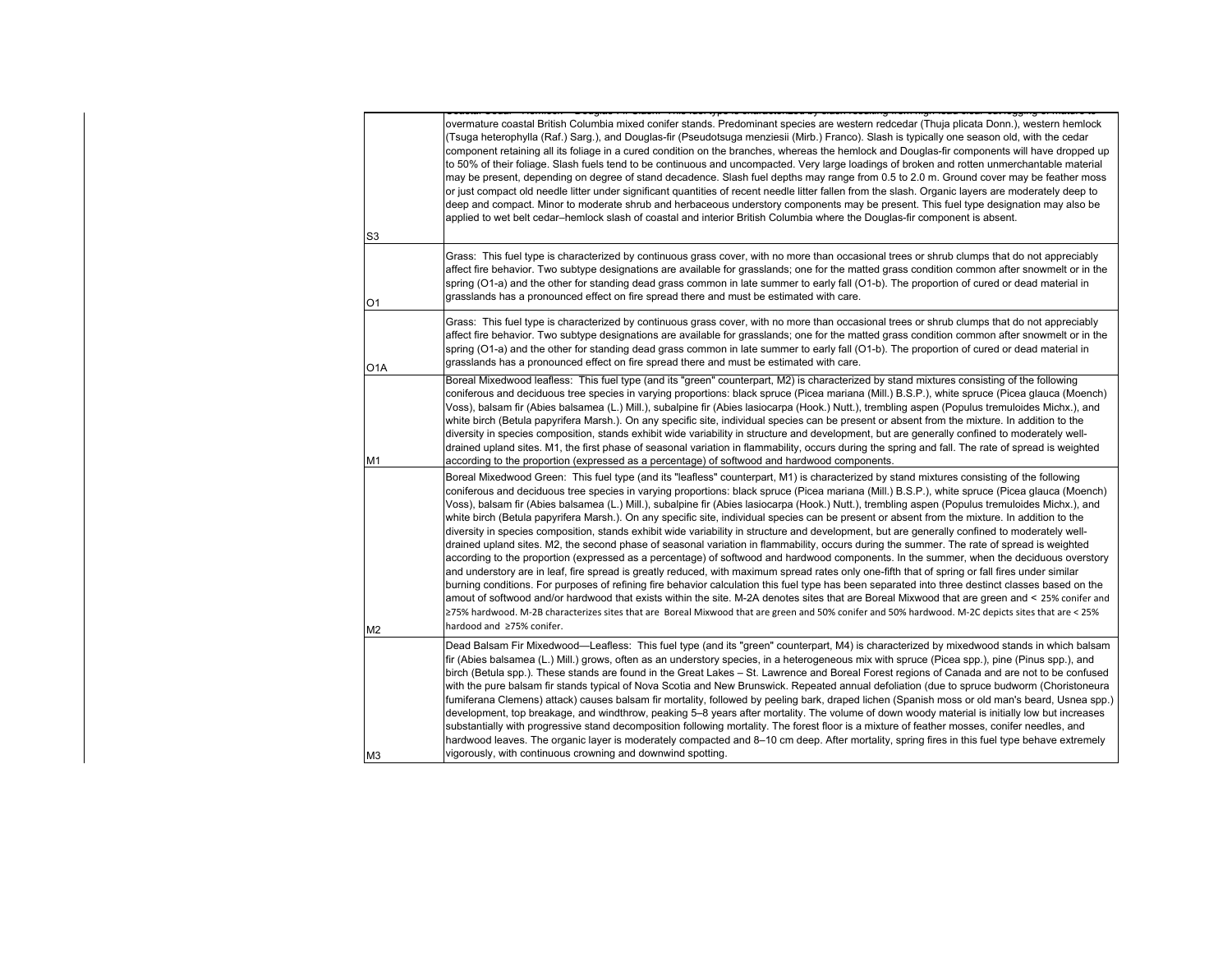| | |
|---|---|
| S3 | Coastal Cedar – Hemlock – Douglas-Fir Slash: This fuel type is characterized by slash resulting from high-lead clear-cut logging of mature to overmature coastal British Columbia mixed conifer stands. Predominant species are western redcedar (Thuja plicata Donn.), western hemlock (Tsuga heterophylla (Raf.) Sarg.), and Douglas-fir (Pseudotsuga menziesii (Mirb.) Franco). Slash is typically one season old, with the cedar component retaining all its foliage in a cured condition on the branches, whereas the hemlock and Douglas-fir components will have dropped up to 50% of their foliage. Slash fuels tend to be continuous and uncompacted. Very large loadings of broken and rotten unmerchantable material may be present, depending on degree of stand decadence. Slash fuel depths may range from 0.5 to 2.0 m. Ground cover may be feather moss or just compact old needle litter under significant quantities of recent needle litter fallen from the slash. Organic layers are moderately deep to deep and compact. Minor to moderate shrub and herbaceous understory components may be present. This fuel type designation may also be applied to wet belt cedar–hemlock slash of coastal and interior British Columbia where the Douglas-fir component is absent. |
| O1 | Grass: This fuel type is characterized by continuous grass cover, with no more than occasional trees or shrub clumps that do not appreciably affect fire behavior. Two subtype designations are available for grasslands; one for the matted grass condition common after snowmelt or in the spring (O1-a) and the other for standing dead grass common in late summer to early fall (O1-b). The proportion of cured or dead material in grasslands has a pronounced effect on fire spread there and must be estimated with care. |
| O1A | Grass: This fuel type is characterized by continuous grass cover, with no more than occasional trees or shrub clumps that do not appreciably affect fire behavior. Two subtype designations are available for grasslands; one for the matted grass condition common after snowmelt or in the spring (O1-a) and the other for standing dead grass common in late summer to early fall (O1-b). The proportion of cured or dead material in grasslands has a pronounced effect on fire spread there and must be estimated with care. |
| M1 | Boreal Mixedwood leafless: This fuel type (and its "green" counterpart, M2) is characterized by stand mixtures consisting of the following coniferous and deciduous tree species in varying proportions: black spruce (Picea mariana (Mill.) B.S.P.), white spruce (Picea glauca (Moench) Voss), balsam fir (Abies balsamea (L.) Mill.), subalpine fir (Abies lasiocarpa (Hook.) Nutt.), trembling aspen (Populus tremuloides Michx.), and white birch (Betula papyrifera Marsh.). On any specific site, individual species can be present or absent from the mixture. In addition to the diversity in species composition, stands exhibit wide variability in structure and development, but are generally confined to moderately well-drained upland sites. M1, the first phase of seasonal variation in flammability, occurs during the spring and fall. The rate of spread is weighted according to the proportion (expressed as a percentage) of softwood and hardwood components. |
| M2 | Boreal Mixedwood Green: This fuel type (and its "leafless" counterpart, M1) is characterized by stand mixtures consisting of the following coniferous and deciduous tree species in varying proportions: black spruce (Picea mariana (Mill.) B.S.P.), white spruce (Picea glauca (Moench) Voss), balsam fir (Abies balsamea (L.) Mill.), subalpine fir (Abies lasiocarpa (Hook.) Nutt.), trembling aspen (Populus tremuloides Michx.), and white birch (Betula papyrifera Marsh.). On any specific site, individual species can be present or absent from the mixture. In addition to the diversity in species composition, stands exhibit wide variability in structure and development, but are generally confined to moderately well-drained upland sites. M2, the second phase of seasonal variation in flammability, occurs during the summer. The rate of spread is weighted according to the proportion (expressed as a percentage) of softwood and hardwood components. In the summer, when the deciduous overstory and understory are in leaf, fire spread is greatly reduced, with maximum spread rates only one-fifth that of spring or fall fires under similar burning conditions. For purposes of refining fire behavior calculation this fuel type has been separated into three destinct classes based on the amout of softwood and/or hardwood that exists within the site. M-2A denotes sites that are Boreal Mixwood that are green and < 25% conifer and ≥75% hardwood. M-2B characterizes sites that are Boreal Mixwood that are green and 50% conifer and 50% hardwood. M-2C depicts sites that are < 25% hardood and ≥75% conifer. |
| M3 | Dead Balsam Fir Mixedwood—Leafless: This fuel type (and its "green" counterpart, M4) is characterized by mixedwood stands in which balsam fir (Abies balsamea (L.) Mill.) grows, often as an understory species, in a heterogeneous mix with spruce (Picea spp.), pine (Pinus spp.), and birch (Betula spp.). These stands are found in the Great Lakes – St. Lawrence and Boreal Forest regions of Canada and are not to be confused with the pure balsam fir stands typical of Nova Scotia and New Brunswick. Repeated annual defoliation (due to spruce budworm (Choristoneura fumiferana Clemens) attack) causes balsam fir mortality, followed by peeling bark, draped lichen (Spanish moss or old man's beard, Usnea spp.) development, top breakage, and windthrow, peaking 5–8 years after mortality. The volume of down woody material is initially low but increases substantially with progressive stand decomposition following mortality. The forest floor is a mixture of feather mosses, conifer needles, and hardwood leaves. The organic layer is moderately compacted and 8–10 cm deep. After mortality, spring fires in this fuel type behave extremely vigorously, with continuous crowning and downwind spotting. |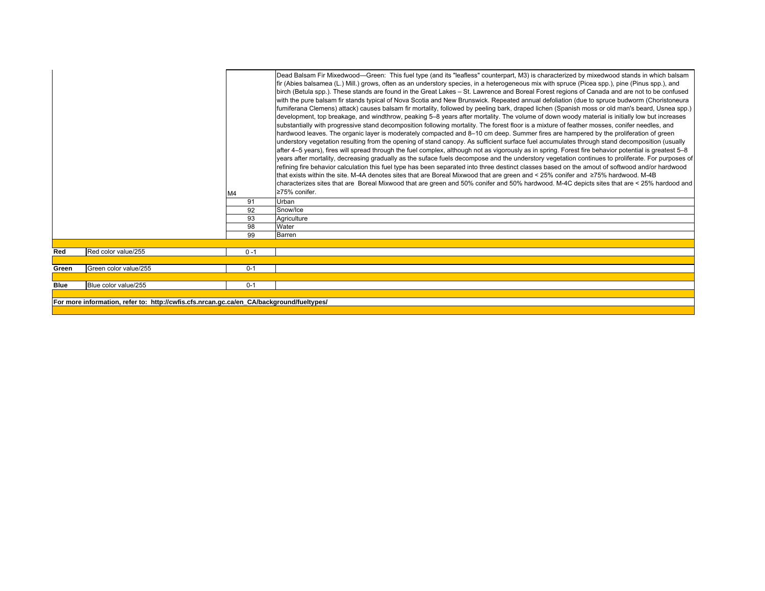| | | | |
|---|---|---|---|
| | | M4 | Dead Balsam Fir Mixedwood—Green: This fuel type (and its "leafless" counterpart, M3) is characterized by mixedwood stands in which balsam fir (Abies balsamea (L.) Mill.) grows, often as an understory species, in a heterogeneous mix with spruce (Picea spp.), pine (Pinus spp.), and birch (Betula spp.). These stands are found in the Great Lakes – St. Lawrence and Boreal Forest regions of Canada and are not to be confused with the pure balsam fir stands typical of Nova Scotia and New Brunswick. Repeated annual defoliation (due to spruce budworm (Choristoneura fumiferana Clemens) attack) causes balsam fir mortality, followed by peeling bark, draped lichen (Spanish moss or old man's beard, Usnea spp.) development, top breakage, and windthrow, peaking 5–8 years after mortality. The volume of down woody material is initially low but increases substantially with progressive stand decomposition following mortality. The forest floor is a mixture of feather mosses, conifer needles, and hardwood leaves. The organic layer is moderately compacted and 8–10 cm deep. Summer fires are hampered by the proliferation of green understory vegetation resulting from the opening of stand canopy. As sufficient surface fuel accumulates through stand decomposition (usually after 4–5 years), fires will spread through the fuel complex, although not as vigorously as in spring. Forest fire behavior potential is greatest 5–8 years after mortality, decreasing gradually as the suface fuels decompose and the understory vegetation continues to proliferate. For purposes of refining fire behavior calculation this fuel type has been separated into three destinct classes based on the amout of softwood and/or hardwood that exists within the site. M-4A denotes sites that are Boreal Mixwood that are green and < 25% conifer and ≥75% hardwood. M-4B characterizes sites that are Boreal Mixwood that are green and 50% conifer and 50% hardwood. M-4C depicts sites that are < 25% hardood and ≥75% conifer. |
| | | 91 | Urban |
| | | 92 | Snow/Ice |
| | | 93 | Agriculture |
| | | 98 | Water |
| | | 99 | Barren |
| | | | |
| **Red** | Red color value/255 | 0 -1 | |
| | | | |
| **Green** | Green color value/255 | 0-1 | |
| | | | |
| **Blue** | Blue color value/255 | 0-1 | |
| | | | |

**For more information, refer to: http://cwfis.cfs.nrcan.gc.ca/en_CA/background/fueltypes/**